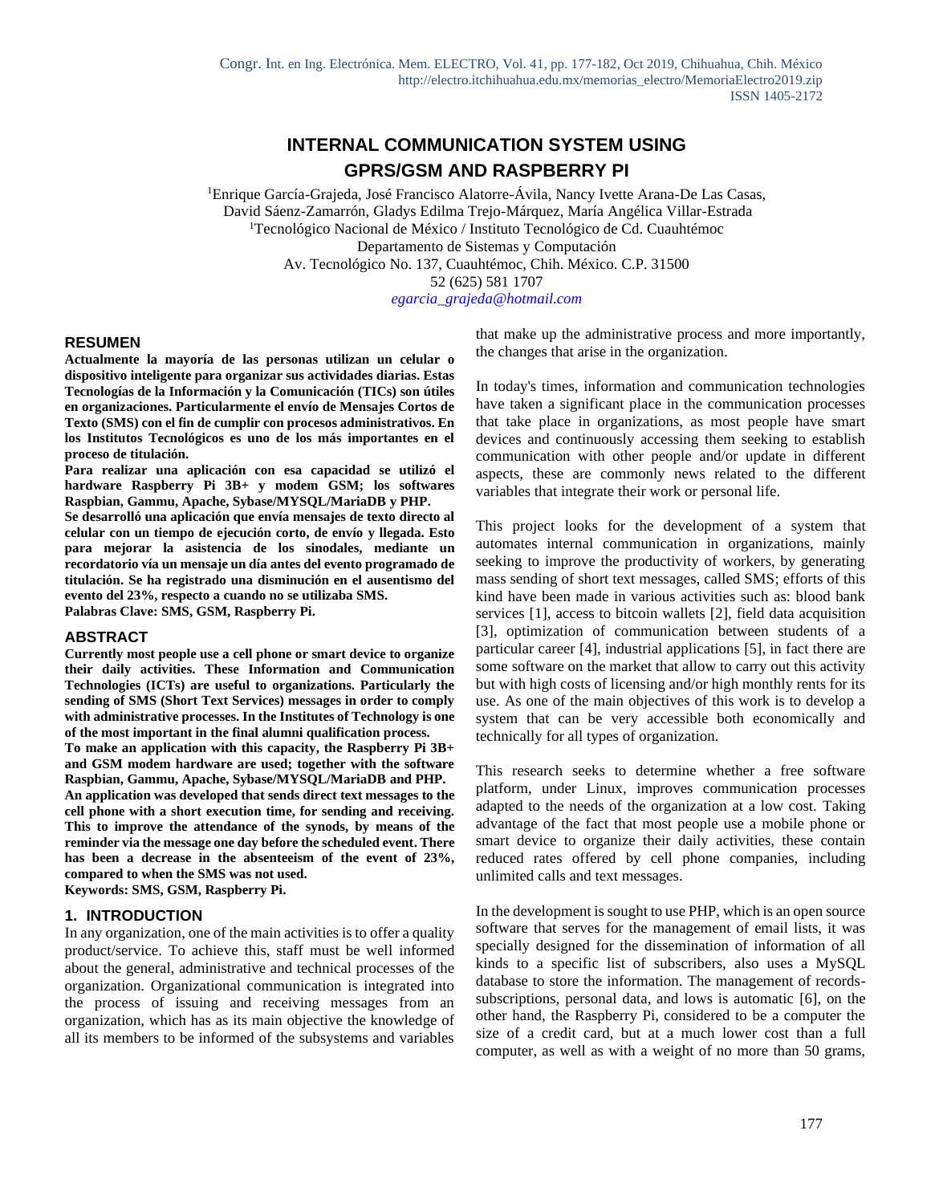# INTERNAL COMMUNICATION SYSTEM USING GPRS/GSM AND RASPBERRY PI

[1]Enrique García-Grajeda, José Francisco Alatorre-Ávila, Nancy Ivette Arana-De Las Casas, David Sáenz-Zamarrón, Gladys Edilma Trejo-Márquez, María Angélica Villar-Estrada
[1]Tecnológico Nacional de México / Instituto Tecnológico de Cd. Cuauhtémoc
Departamento de Sistemas y Computación
Av. Tecnológico No. 137, Cuauhtémoc, Chih. México. C.P. 31500
52 (625) 581 1707
*egarcia_grajeda@hotmail.com*

## RESUMEN

**Actualmente la mayoría de las personas utilizan un celular o dispositivo inteligente para organizar sus actividades diarias. Estas Tecnologías de la Información y la Comunicación (TICs) son útiles en organizaciones. Particularmente el envío de Mensajes Cortos de Texto (SMS) con el fin de cumplir con procesos administrativos. En los Institutos Tecnológicos es uno de los más importantes en el proceso de titulación.**

**Para realizar una aplicación con esa capacidad se utilizó el hardware Raspberry Pi 3B+ y modem GSM; los softwares Raspbian, Gammu, Apache, Sybase/MYSQL/MariaDB y PHP.**

**Se desarrolló una aplicación que envía mensajes de texto directo al celular con un tiempo de ejecución corto, de envío y llegada. Esto para mejorar la asistencia de los sinodales, mediante un recordatorio vía un mensaje un día antes del evento programado de titulación. Se ha registrado una disminución en el ausentismo del evento del 23%, respecto a cuando no se utilizaba SMS.**

**Palabras Clave: SMS, GSM, Raspberry Pi.**

## ABSTRACT

**Currently most people use a cell phone or smart device to organize their daily activities. These Information and Communication Technologies (ICTs) are useful to organizations. Particularly the sending of SMS (Short Text Services) messages in order to comply with administrative processes. In the Institutes of Technology is one of the most important in the final alumni qualification process.**

**To make an application with this capacity, the Raspberry Pi 3B+ and GSM modem hardware are used; together with the software Raspbian, Gammu, Apache, Sybase/MYSQL/MariaDB and PHP.**

**An application was developed that sends direct text messages to the cell phone with a short execution time, for sending and receiving. This to improve the attendance of the synods, by means of the reminder via the message one day before the scheduled event. There has been a decrease in the absenteeism of the event of 23%, compared to when the SMS was not used.**

**Keywords: SMS, GSM, Raspberry Pi.**

## 1. INTRODUCTION

In any organization, one of the main activities is to offer a quality product/service. To achieve this, staff must be well informed about the general, administrative and technical processes of the organization. Organizational communication is integrated into the process of issuing and receiving messages from an organization, which has as its main objective the knowledge of all its members to be informed of the subsystems and variables that make up the administrative process and more importantly, the changes that arise in the organization.

In today's times, information and communication technologies have taken a significant place in the communication processes that take place in organizations, as most people have smart devices and continuously accessing them seeking to establish communication with other people and/or update in different aspects, these are commonly news related to the different variables that integrate their work or personal life.

This project looks for the development of a system that automates internal communication in organizations, mainly seeking to improve the productivity of workers, by generating mass sending of short text messages, called SMS; efforts of this kind have been made in various activities such as: blood bank services [1], access to bitcoin wallets [2], field data acquisition [3], optimization of communication between students of a particular career [4], industrial applications [5], in fact there are some software on the market that allow to carry out this activity but with high costs of licensing and/or high monthly rents for its use. As one of the main objectives of this work is to develop a system that can be very accessible both economically and technically for all types of organization.

This research seeks to determine whether a free software platform, under Linux, improves communication processes adapted to the needs of the organization at a low cost. Taking advantage of the fact that most people use a mobile phone or smart device to organize their daily activities, these contain reduced rates offered by cell phone companies, including unlimited calls and text messages.

In the development is sought to use PHP, which is an open source software that serves for the management of email lists, it was specially designed for the dissemination of information of all kinds to a specific list of subscribers, also uses a MySQL database to store the information. The management of records-subscriptions, personal data, and lows is automatic [6], on the other hand, the Raspberry Pi, considered to be a computer the size of a credit card, but at a much lower cost than a full computer, as well as with a weight of no more than 50 grams,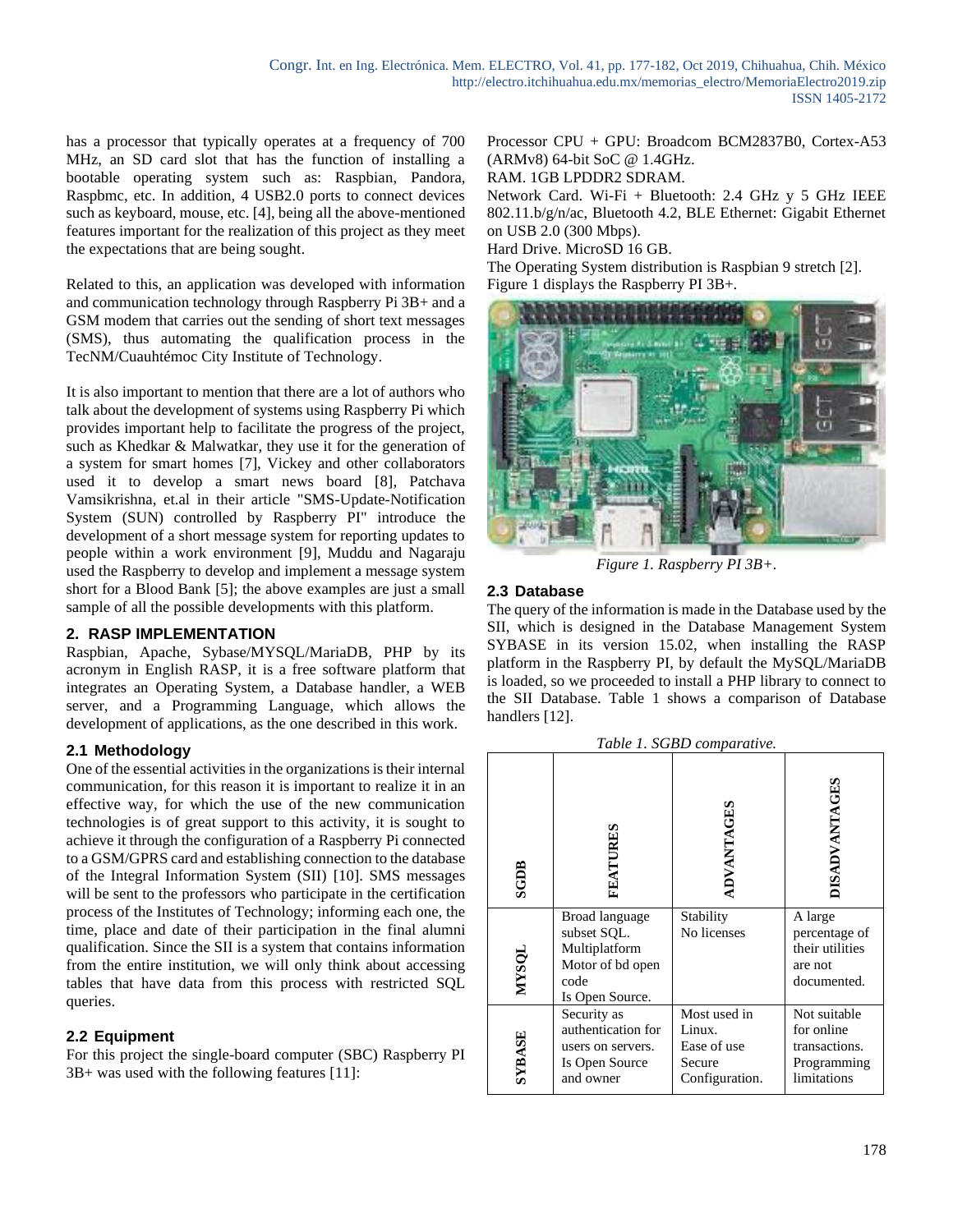has a processor that typically operates at a frequency of 700 MHz, an SD card slot that has the function of installing a bootable operating system such as: Raspbian, Pandora, Raspbmc, etc. In addition, 4 USB2.0 ports to connect devices such as keyboard, mouse, etc. [4], being all the above-mentioned features important for the realization of this project as they meet the expectations that are being sought.

Related to this, an application was developed with information and communication technology through Raspberry Pi 3B+ and a GSM modem that carries out the sending of short text messages (SMS), thus automating the qualification process in the TecNM/Cuauhtémoc City Institute of Technology.

It is also important to mention that there are a lot of authors who talk about the development of systems using Raspberry Pi which provides important help to facilitate the progress of the project, such as Khedkar & Malwatkar, they use it for the generation of a system for smart homes [7], Vickey and other collaborators used it to develop a smart news board [8], Patchava Vamsikrishna, et.al in their article "SMS-Update-Notification System (SUN) controlled by Raspberry PI" introduce the development of a short message system for reporting updates to people within a work environment [9], Muddu and Nagaraju used the Raspberry to develop and implement a message system short for a Blood Bank [5]; the above examples are just a small sample of all the possible developments with this platform.

## 2. RASP IMPLEMENTATION

Raspbian, Apache, Sybase/MYSQL/MariaDB, PHP by its acronym in English RASP, it is a free software platform that integrates an Operating System, a Database handler, a WEB server, and a Programming Language, which allows the development of applications, as the one described in this work.

### 2.1 Methodology

One of the essential activities in the organizations is their internal communication, for this reason it is important to realize it in an effective way, for which the use of the new communication technologies is of great support to this activity, it is sought to achieve it through the configuration of a Raspberry Pi connected to a GSM/GPRS card and establishing connection to the database of the Integral Information System (SII) [10]. SMS messages will be sent to the professors who participate in the certification process of the Institutes of Technology; informing each one, the time, place and date of their participation in the final alumni qualification. Since the SII is a system that contains information from the entire institution, we will only think about accessing tables that have data from this process with restricted SQL queries.

### 2.2 Equipment

For this project the single-board computer (SBC) Raspberry PI 3B+ was used with the following features [11]:

Processor CPU + GPU: Broadcom BCM2837B0, Cortex-A53 (ARMv8) 64-bit SoC @ 1.4GHz.

RAM. 1GB LPDDR2 SDRAM.

Network Card. Wi-Fi + Bluetooth: 2.4 GHz y 5 GHz IEEE 802.11.b/g/n/ac, Bluetooth 4.2, BLE Ethernet: Gigabit Ethernet on USB 2.0 (300 Mbps).

Hard Drive. MicroSD 16 GB.

The Operating System distribution is Raspbian 9 stretch [2].

Figure 1 displays the Raspberry PI 3B+.

*Figure 1. Raspberry PI 3B+.*

### 2.3 Database

The query of the information is made in the Database used by the SII, which is designed in the Database Management System SYBASE in its version 15.02, when installing the RASP platform in the Raspberry PI, by default the MySQL/MariaDB is loaded, so we proceeded to install a PHP library to connect to the SII Database. Table 1 shows a comparison of Database handlers [12].

*Table 1. SGBD comparative.*

| SGDB | FEATURES | ADVANTAGES | DISADVANTAGES |
|---|---|---|---|
| MYSQL | Broad language subset SQL. Multiplatform Motor of bd open code Is Open Source. | Stability No licenses | A large percentage of their utilities are not documented. |
| SYBASE | Security as authentication for users on servers. Is Open Source and owner | Most used in Linux. Ease of use Secure Configuration. | Not suitable for online transactions. Programming limitations |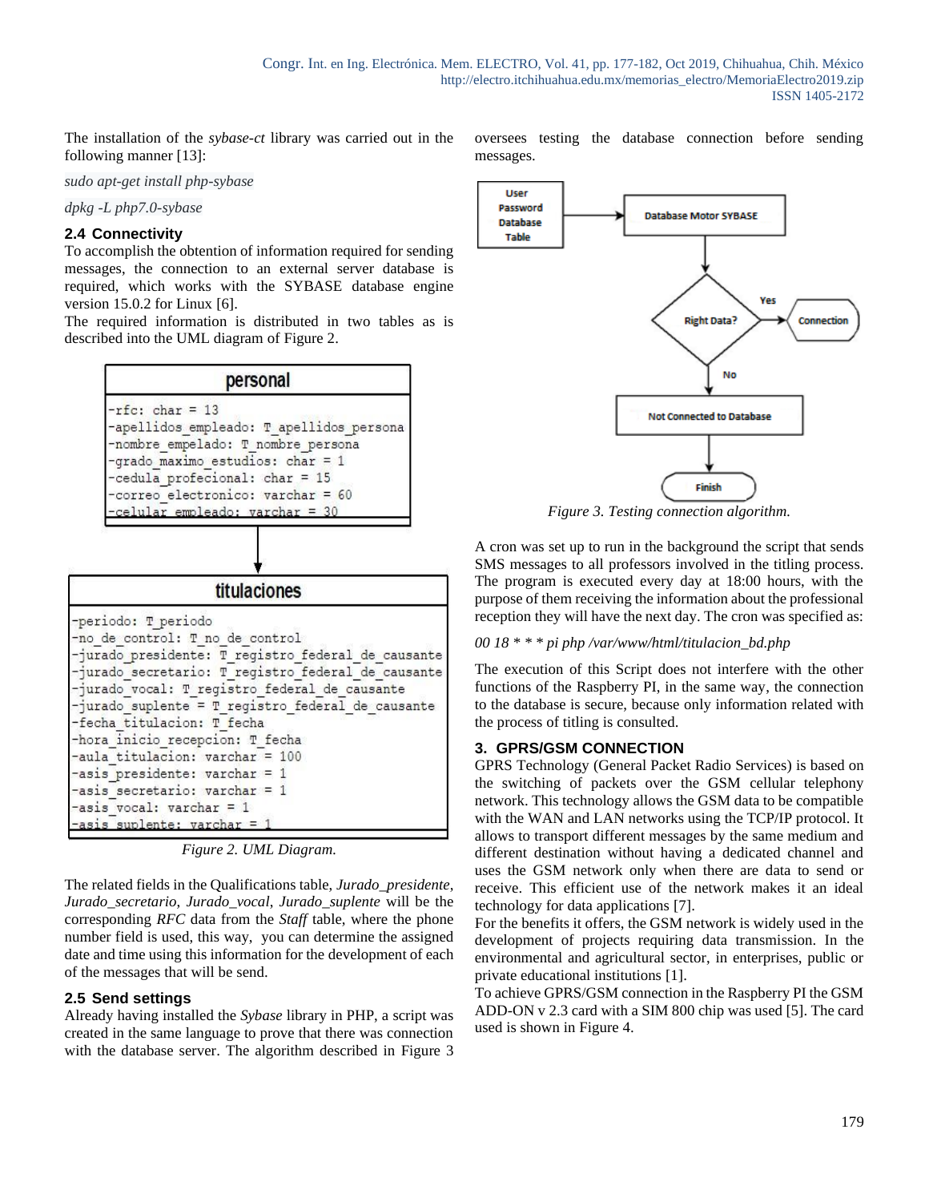The installation of the *sybase-ct* library was carried out in the following manner [13]:

*sudo apt-get install php-sybase*

*dpkg -L php7.0-sybase*

### 2.4 Connectivity

To accomplish the obtention of information required for sending messages, the connection to an external server database is required, which works with the SYBASE database engine version 15.0.2 for Linux [6].
The required information is distributed in two tables as is described into the UML diagram of Figure 2.

```
personal
-rfc: char = 13
-apellidos_empleado: T_apellidos_persona
-nombre_empelado: T_nombre_persona
-grado_maximo_estudios: char = 1
-cedula_profecional: char = 15
-correo_electronico: varchar = 60
-celular_empleado: varchar = 30

titulaciones
-periodo: T_periodo
-no_de_control: T_no_de_control
-jurado_presidente: T_registro_federal_de_causante
-jurado_secretario: T_registro_federal_de_causante
-jurado_vocal: T_registro_federal_de_causante
-jurado_suplente = T_registro_federal_de_causante
-fecha_titulacion: T_fecha
-hora_inicio_recepcion: T_fecha
-aula_titulacion: varchar = 100
-asis_presidente: varchar = 1
-asis_secretario: varchar = 1
-asis_vocal: varchar = 1
-asis_suplente: varchar = 1
```

*Figure 2. UML Diagram.*

The related fields in the Qualifications table, *Jurado_presidente*, *Jurado_secretario*, *Jurado_vocal*, *Jurado_suplente* will be the corresponding *RFC* data from the *Staff* table, where the phone number field is used, this way, you can determine the assigned date and time using this information for the development of each of the messages that will be send.

### 2.5 Send settings

Already having installed the *Sybase* library in PHP, a script was created in the same language to prove that there was connection with the database server. The algorithm described in Figure 3 oversees testing the database connection before sending messages.

*Figure 3. Testing connection algorithm.*

A cron was set up to run in the background the script that sends SMS messages to all professors involved in the titling process. The program is executed every day at 18:00 hours, with the purpose of them receiving the information about the professional reception they will have the next day. The cron was specified as:

*00 18 * * * pi php /var/www/html/titulacion_bd.php*

The execution of this Script does not interfere with the other functions of the Raspberry PI, in the same way, the connection to the database is secure, because only information related with the process of titling is consulted.

## 3. GPRS/GSM CONNECTION

GPRS Technology (General Packet Radio Services) is based on the switching of packets over the GSM cellular telephony network. This technology allows the GSM data to be compatible with the WAN and LAN networks using the TCP/IP protocol. It allows to transport different messages by the same medium and different destination without having a dedicated channel and uses the GSM network only when there are data to send or receive. This efficient use of the network makes it an ideal technology for data applications [7].
For the benefits it offers, the GSM network is widely used in the development of projects requiring data transmission. In the environmental and agricultural sector, in enterprises, public or private educational institutions [1].
To achieve GPRS/GSM connection in the Raspberry PI the GSM ADD-ON v 2.3 card with a SIM 800 chip was used [5]. The card used is shown in Figure 4.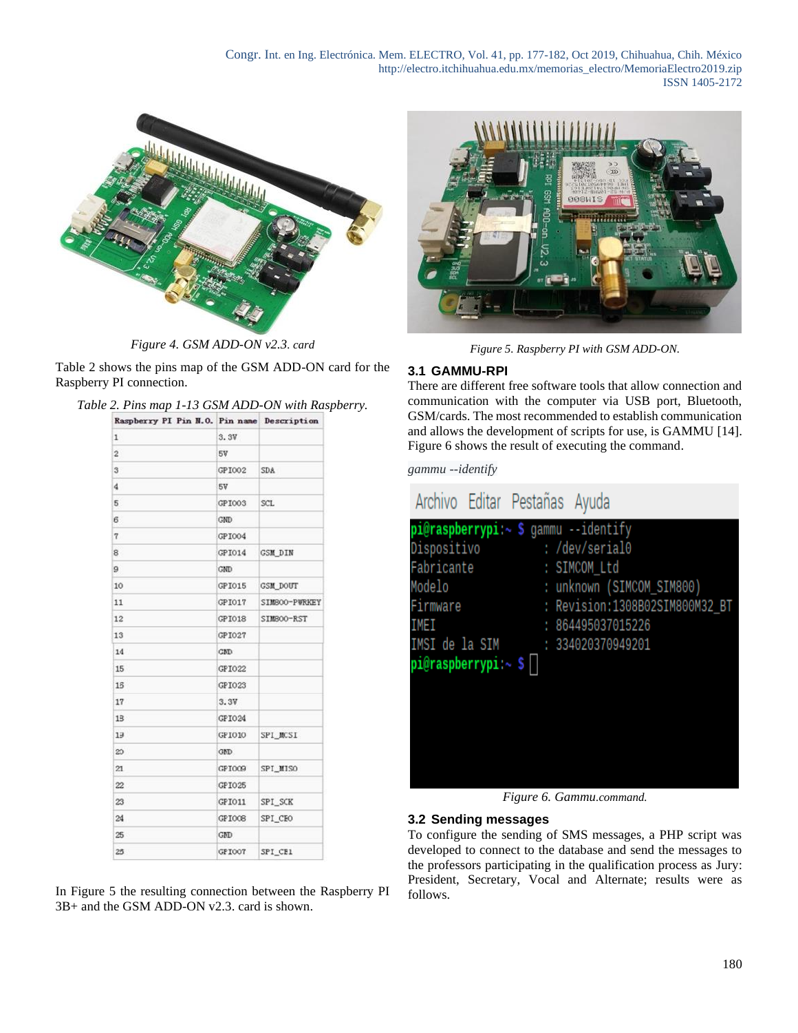Figure 4. GSM ADD-ON v2.3. card

Table 2 shows the pins map of the GSM ADD-ON card for the Raspberry PI connection.

*Table 2. Pins map 1-13 GSM ADD-ON with Raspberry.*

| Raspberry PI Pin N.O. | Pin name | Description |
|---|---|---|
| 1 | 3.3V | |
| 2 | 5V | |
| 3 | GPIO02 | SDA |
| 4 | 5V | |
| 5 | GPIO03 | SCL |
| 6 | GND | |
| 7 | GPIO04 | |
| 8 | GPIO14 | GSM_DIN |
| 9 | GND | |
| 10 | GPIO15 | GSM_DOUT |
| 11 | GPIO17 | SIM800-PWRKEY |
| 12 | GPIO18 | SIM800-RST |
| 13 | GPIO27 | |
| 14 | GND | |
| 15 | GPIO22 | |
| 16 | GPIO23 | |
| 17 | 3.3V | |
| 18 | GPIO24 | |
| 19 | GPIO10 | SPI_MOSI |
| 20 | GND | |
| 21 | GPIO09 | SPI_MISO |
| 22 | GPIO25 | |
| 23 | GPIO11 | SPI_SCK |
| 24 | GPIO08 | SPI_CE0 |
| 25 | GND | |
| 26 | GPIO07 | SPI_CE1 |

In Figure 5 the resulting connection between the Raspberry PI 3B+ and the GSM ADD-ON v2.3. card is shown.

*Figure 5. Raspberry PI with GSM ADD-ON.*

### 3.1 GAMMU-RPI

There are different free software tools that allow connection and communication with the computer via USB port, Bluetooth, GSM/cards. The most recommended to establish communication and allows the development of scripts for use, is GAMMU [14]. Figure 6 shows the result of executing the command.

*gammu --identify*

```
Archivo  Editar  Pestañas  Ayuda
pi@raspberrypi:~ $ gammu --identify
Dispositivo          : /dev/serial0
Fabricante           : SIMCOM_Ltd
Modelo               : unknown (SIMCOM_SIM800)
Firmware             : Revision:1308B02SIM800M32_BT
IMEI                 : 864495037015226
IMSI de la SIM       : 334020370949201
pi@raspberrypi:~ $
```

*Figure 6. Gammu.command.*

### 3.2 Sending messages

To configure the sending of SMS messages, a PHP script was developed to connect to the database and send the messages to the professors participating in the qualification process as Jury: President, Secretary, Vocal and Alternate; results were as follows.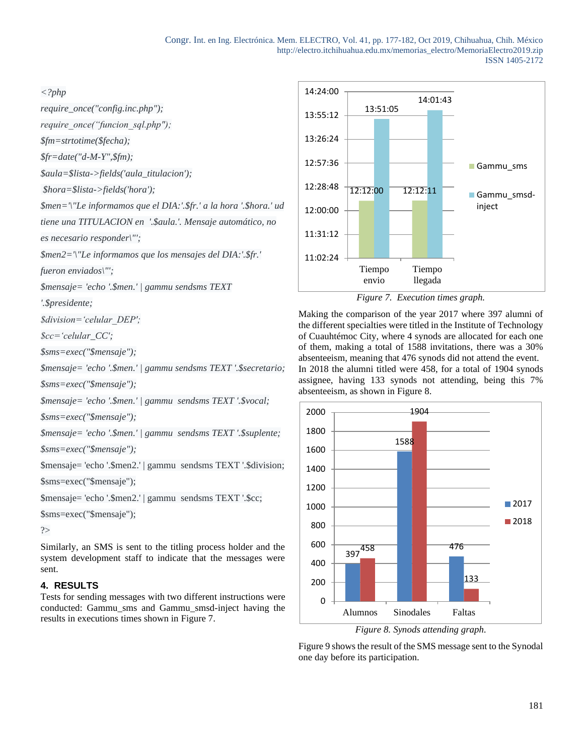```php
<?php
require_once("config.inc.php");
require_once("funcion_sql.php");
$fm=strtotime($fecha);
$fr=date("d-M-Y",$fm);
$aula=$lista->fields('aula_titulacion');
 $hora=$lista->fields('hora');
$men='\"Le informamos que el DIA:'.$fr.' a la hora '.$hora.' ud tiene una TITULACION en  '.$aula.'. Mensaje automático, no es necesario responder\"';
$men2='\"Le informamos que los mensajes del DIA:'.$fr.' fueron enviados\"';
$mensaje= 'echo '.$men.' | gammu sendsms TEXT '.$presidente;
$division='celular_DEP';
$cc='celular_CC';
$sms=exec("$mensaje");
$mensaje= 'echo '.$men.' | gammu sendsms TEXT '.$secretario;
$sms=exec("$mensaje");
$mensaje= 'echo '.$men.' | gammu  sendsms TEXT '.$vocal;
$sms=exec("$mensaje");
$mensaje= 'echo '.$men.' | gammu  sendsms TEXT '.$suplente;
$sms=exec("$mensaje");
$mensaje= 'echo '.$men2.' | gammu  sendsms TEXT '.$division;
$sms=exec("$mensaje");
$mensaje= 'echo '.$men2.' | gammu  sendsms TEXT '.$cc;
$sms=exec("$mensaje");
?>
```

Similarly, an SMS is sent to the titling process holder and the system development staff to indicate that the messages were sent.

## 4. RESULTS

Tests for sending messages with two different instructions were conducted: Gammu_sms and Gammu_smsd-inject having the results in executions times shown in Figure 7.

*Figure 7. Execution times graph.*

Making the comparison of the year 2017 where 397 alumni of the different specialties were titled in the Institute of Technology of Cuauhtémoc City, where 4 synods are allocated for each one of them, making a total of 1588 invitations, there was a 30% absenteeism, meaning that 476 synods did not attend the event. In 2018 the alumni titled were 458, for a total of 1904 synods assignee, having 133 synods not attending, being this 7% absenteeism, as shown in Figure 8.

*Figure 8. Synods attending graph.*

Figure 9 shows the result of the SMS message sent to the Synodal one day before its participation.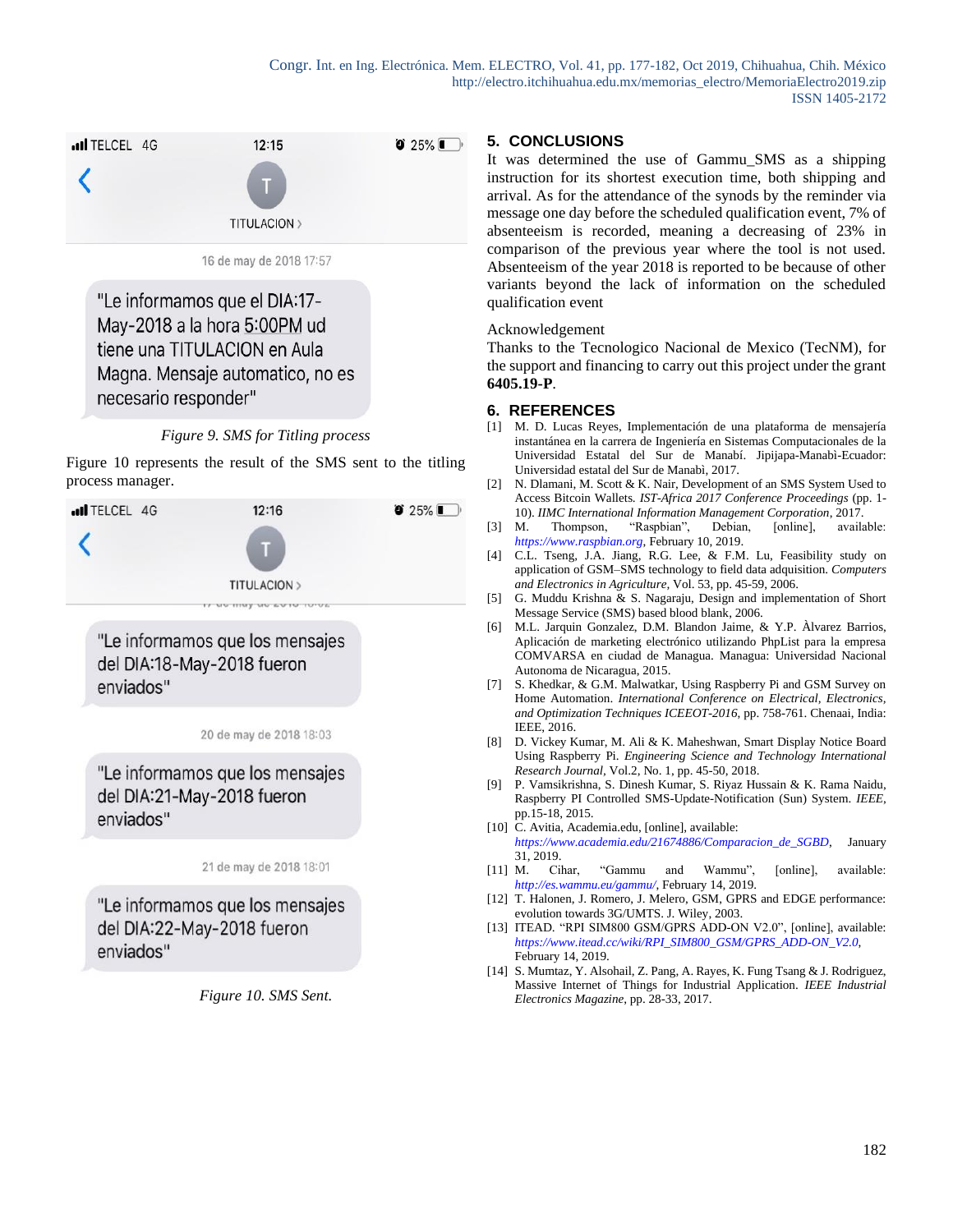Figure 9. SMS for Titling process

Figure 10 represents the result of the SMS sent to the titling process manager.

Figure 10. SMS Sent.

## 5. CONCLUSIONS

It was determined the use of Gammu_SMS as a shipping instruction for its shortest execution time, both shipping and arrival. As for the attendance of the synods by the reminder via message one day before the scheduled qualification event, 7% of absenteeism is recorded, meaning a decreasing of 23% in comparison of the previous year where the tool is not used. Absenteeism of the year 2018 is reported to be because of other variants beyond the lack of information on the scheduled qualification event

Acknowledgement

Thanks to the Tecnologico Nacional de Mexico (TecNM), for the support and financing to carry out this project under the grant **6405.19-P**.

## 6. REFERENCES

[1] M. D. Lucas Reyes, Implementación de una plataforma de mensajería instantánea en la carrera de Ingeniería en Sistemas Computacionales de la Universidad Estatal del Sur de Manabí. Jipijapa-Manabì-Ecuador: Universidad estatal del Sur de Manabì, 2017.

[2] N. Dlamani, M. Scott & K. Nair, Development of an SMS System Used to Access Bitcoin Wallets. *IST-Africa 2017 Conference Proceedings* (pp. 1-10). *IIMC International Information Management Corporation*, 2017.

[3] M. Thompson, "Raspbian", Debian, [online], available: *https://www.raspbian.org*, February 10, 2019.

[4] C.L. Tseng, J.A. Jiang, R.G. Lee, & F.M. Lu, Feasibility study on application of GSM–SMS technology to field data adquisition. *Computers and Electronics in Agriculture*, Vol. 53, pp. 45-59, 2006.

[5] G. Muddu Krishna & S. Nagaraju, Design and implementation of Short Message Service (SMS) based blood blank, 2006.

[6] M.L. Jarquin Gonzalez, D.M. Blandon Jaime, & Y.P. Àlvarez Barrios, Aplicación de marketing electrónico utilizando PhpList para la empresa COMVARSA en ciudad de Managua. Managua: Universidad Nacional Autonoma de Nicaragua, 2015.

[7] S. Khedkar, & G.M. Malwatkar, Using Raspberry Pi and GSM Survey on Home Automation. *International Conference on Electrical, Electronics, and Optimization Techniques ICEEOT-2016*, pp. 758-761. Chenaai, India: IEEE, 2016.

[8] D. Vickey Kumar, M. Ali & K. Maheshwan, Smart Display Notice Board Using Raspberry Pi. *Engineering Science and Technology International Research Journal*, Vol.2, No. 1, pp. 45-50, 2018.

[9] P. Vamsikrishna, S. Dinesh Kumar, S. Riyaz Hussain & K. Rama Naidu, Raspberry PI Controlled SMS-Update-Notification (Sun) System. *IEEE*, pp.15-18, 2015.

[10] C. Avitia, Academia.edu, [online], available: *https://www.academia.edu/21674886/Comparacion_de_SGBD*, January 31, 2019.

[11] M. Cihar, "Gammu and Wammu", [online], available: *http://es.wammu.eu/gammu/*, February 14, 2019.

[12] T. Halonen, J. Romero, J. Melero, GSM, GPRS and EDGE performance: evolution towards 3G/UMTS. J. Wiley, 2003.

[13] ITEAD. "RPI SIM800 GSM/GPRS ADD-ON V2.0", [online], available: *https://www.itead.cc/wiki/RPI_SIM800_GSM/GPRS_ADD-ON_V2.0*, February 14, 2019.

[14] S. Mumtaz, Y. Alsohail, Z. Pang, A. Rayes, K. Fung Tsang & J. Rodriguez, Massive Internet of Things for Industrial Application. *IEEE Industrial Electronics Magazine*, pp. 28-33, 2017.